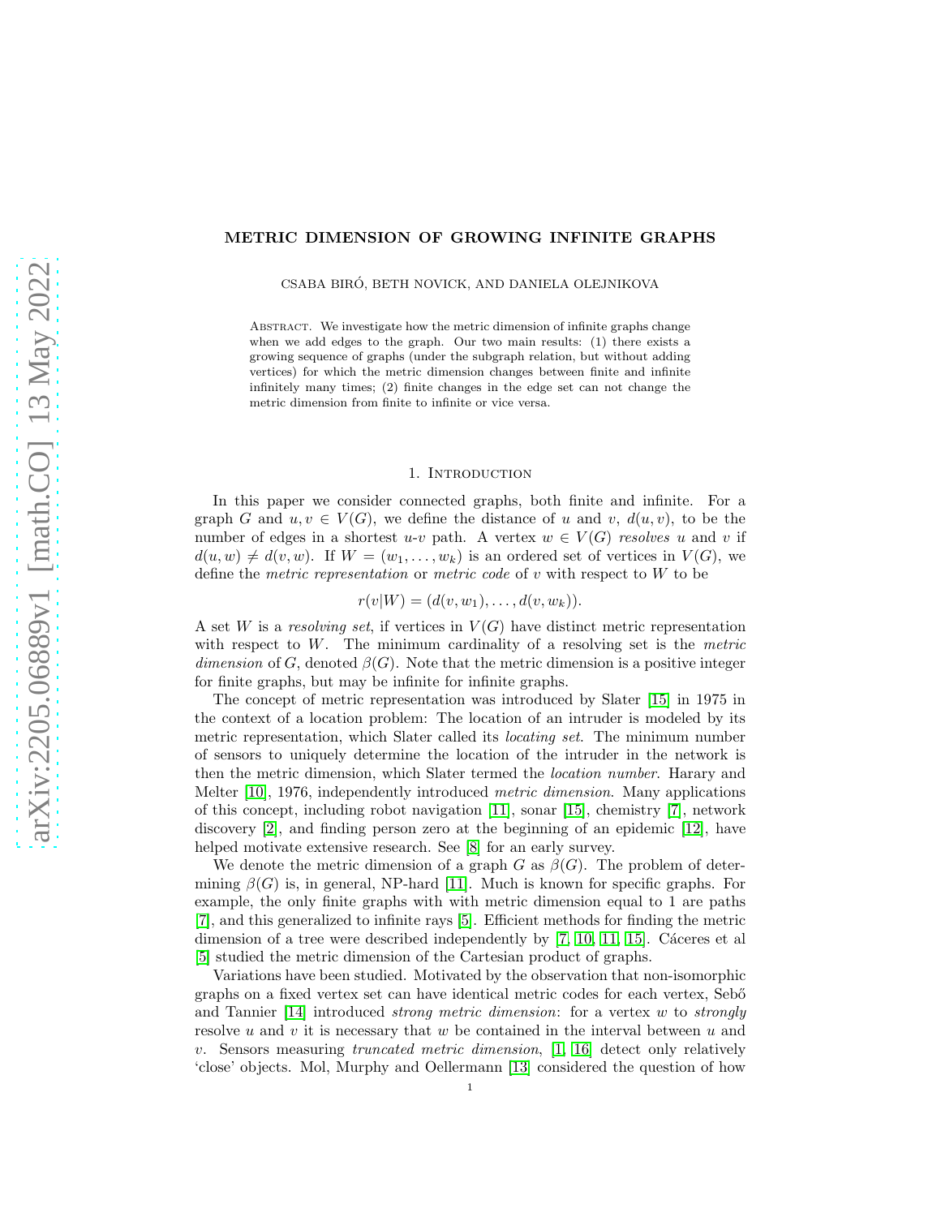# METRIC DIMENSION OF GROWING INFINITE GRAPHS

CSABA BIRÓ, BETH NOVICK, AND DANIELA OLEJNIKOVA

Abstract. We investigate how the metric dimension of infinite graphs change when we add edges to the graph. Our two main results: (1) there exists a growing sequence of graphs (under the subgraph relation, but without adding vertices) for which the metric dimension changes between finite and infinite infinitely many times; (2) finite changes in the edge set can not change the metric dimension from finite to infinite or vice versa.

## 1. Introduction

In this paper we consider connected graphs, both finite and infinite. For a graph $G$ and $u, v \in V(G)$, we define the distance of $u$ and $v$, $d(u, v)$, to be the number of edges in a shortest $u$-$v$ path. A vertex $w \in V(G)$ *resolves* $u$ and $v$ if $d(u, w) \neq d(v, w)$. If $W = (w_1, \dots, w_k)$ is an ordered set of vertices in $V(G)$, we define the *metric representation* or *metric code* of $v$ with respect to $W$ to be

$$r(v|W) = (d(v, w_1), \dots, d(v, w_k)).$$

A set $W$ is a *resolving set*, if vertices in $V(G)$ have distinct metric representation with respect to $W$. The minimum cardinality of a resolving set is the *metric dimension* of $G$, denoted $\beta(G)$. Note that the metric dimension is a positive integer for finite graphs, but may be infinite for infinite graphs.

The concept of metric representation was introduced by Slater [15] in 1975 in the context of a location problem: The location of an intruder is modeled by its metric representation, which Slater called its *locating set*. The minimum number of sensors to uniquely determine the location of the intruder in the network is then the metric dimension, which Slater termed the *location number*. Harary and Melter [10], 1976, independently introduced *metric dimension*. Many applications of this concept, including robot navigation [11], sonar [15], chemistry [7], network discovery [2], and finding person zero at the beginning of an epidemic [12], have helped motivate extensive research. See [8] for an early survey.

We denote the metric dimension of a graph $G$ as $\beta(G)$. The problem of determining $\beta(G)$ is, in general, NP-hard [11]. Much is known for specific graphs. For example, the only finite graphs with with metric dimension equal to 1 are paths [7], and this generalized to infinite rays [5]. Efficient methods for finding the metric dimension of a tree were described independently by [7, 10, 11, 15]. Cáceres et al [5] studied the metric dimension of the Cartesian product of graphs.

Variations have been studied. Motivated by the observation that non-isomorphic graphs on a fixed vertex set can have identical metric codes for each vertex, Sebő and Tannier [14] introduced *strong metric dimension*: for a vertex $w$ to *strongly* resolve $u$ and $v$ it is necessary that $w$ be contained in the interval between $u$ and $v$. Sensors measuring *truncated metric dimension*, [1, 16] detect only relatively 'close' objects. Mol, Murphy and Oellermann [13] considered the question of how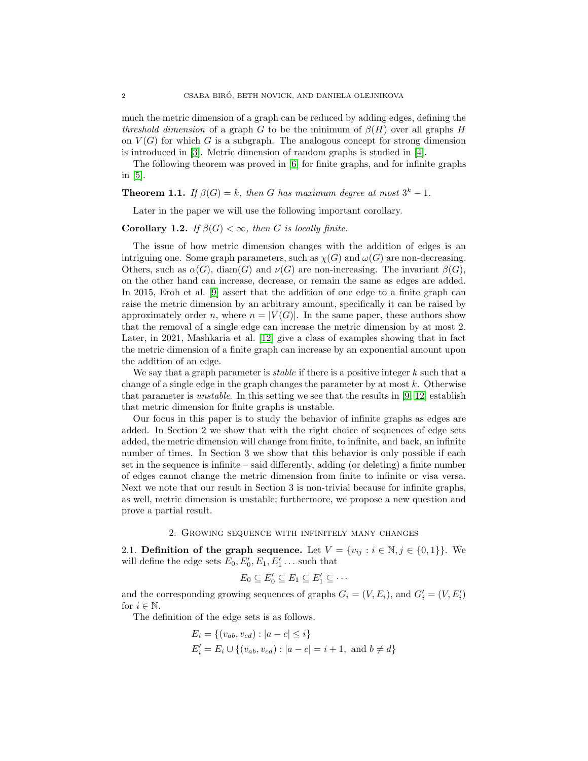much the metric dimension of a graph can be reduced by adding edges, defining the *threshold dimension* of a graph $G$ to be the minimum of $\beta(H)$ over all graphs $H$ on $V(G)$ for which $G$ is a subgraph. The analogous concept for strong dimension is introduced in [3]. Metric dimension of random graphs is studied in [4].

The following theorem was proved in [6] for finite graphs, and for infinite graphs in [5].

**Theorem 1.1.** *If $\beta(G) = k$, then $G$ has maximum degree at most $3^k - 1$.*

Later in the paper we will use the following important corollary.

**Corollary 1.2.** *If $\beta(G) < \infty$, then $G$ is locally finite.*

The issue of how metric dimension changes with the addition of edges is an intriguing one. Some graph parameters, such as $\chi(G)$ and $\omega(G)$ are non-decreasing. Others, such as $\alpha(G)$, $\mathrm{diam}(G)$ and $\nu(G)$ are non-increasing. The invariant $\beta(G)$, on the other hand can increase, decrease, or remain the same as edges are added. In 2015, Eroh et al. [9] assert that the addition of one edge to a finite graph can raise the metric dimension by an arbitrary amount, specifically it can be raised by approximately order $n$, where $n = |V(G)|$. In the same paper, these authors show that the removal of a single edge can increase the metric dimension by at most 2. Later, in 2021, Mashkaria et al. [12] give a class of examples showing that in fact the metric dimension of a finite graph can increase by an exponential amount upon the addition of an edge.

We say that a graph parameter is *stable* if there is a positive integer $k$ such that a change of a single edge in the graph changes the parameter by at most $k$. Otherwise that parameter is *unstable*. In this setting we see that the results in [9, 12] establish that metric dimension for finite graphs is unstable.

Our focus in this paper is to study the behavior of infinite graphs as edges are added. In Section 2 we show that with the right choice of sequences of edge sets added, the metric dimension will change from finite, to infinite, and back, an infinite number of times. In Section 3 we show that this behavior is only possible if each set in the sequence is infinite – said differently, adding (or deleting) a finite number of edges cannot change the metric dimension from finite to infinite or visa versa. Next we note that our result in Section 3 is non-trivial because for infinite graphs, as well, metric dimension is unstable; furthermore, we propose a new question and prove a partial result.

## 2. Growing sequence with infinitely many changes

**2.1. Definition of the graph sequence.** Let $V = \{v_{ij} : i \in \mathbb{N}, j \in \{0, 1\}\}$. We will define the edge sets $E_0, E'_0, E_1, E'_1 \ldots$ such that

$$E_0 \subseteq E'_0 \subseteq E_1 \subseteq E'_1 \subseteq \cdots$$

and the corresponding growing sequences of graphs $G_i = (V, E_i)$, and $G'_i = (V, E'_i)$ for $i \in \mathbb{N}$.

The definition of the edge sets is as follows.

$$E_i = \{(v_{ab}, v_{cd}) : |a - c| \leq i\}$$
$$E'_i = E_i \cup \{(v_{ab}, v_{cd}) : |a - c| = i + 1, \text{ and } b \neq d\}$$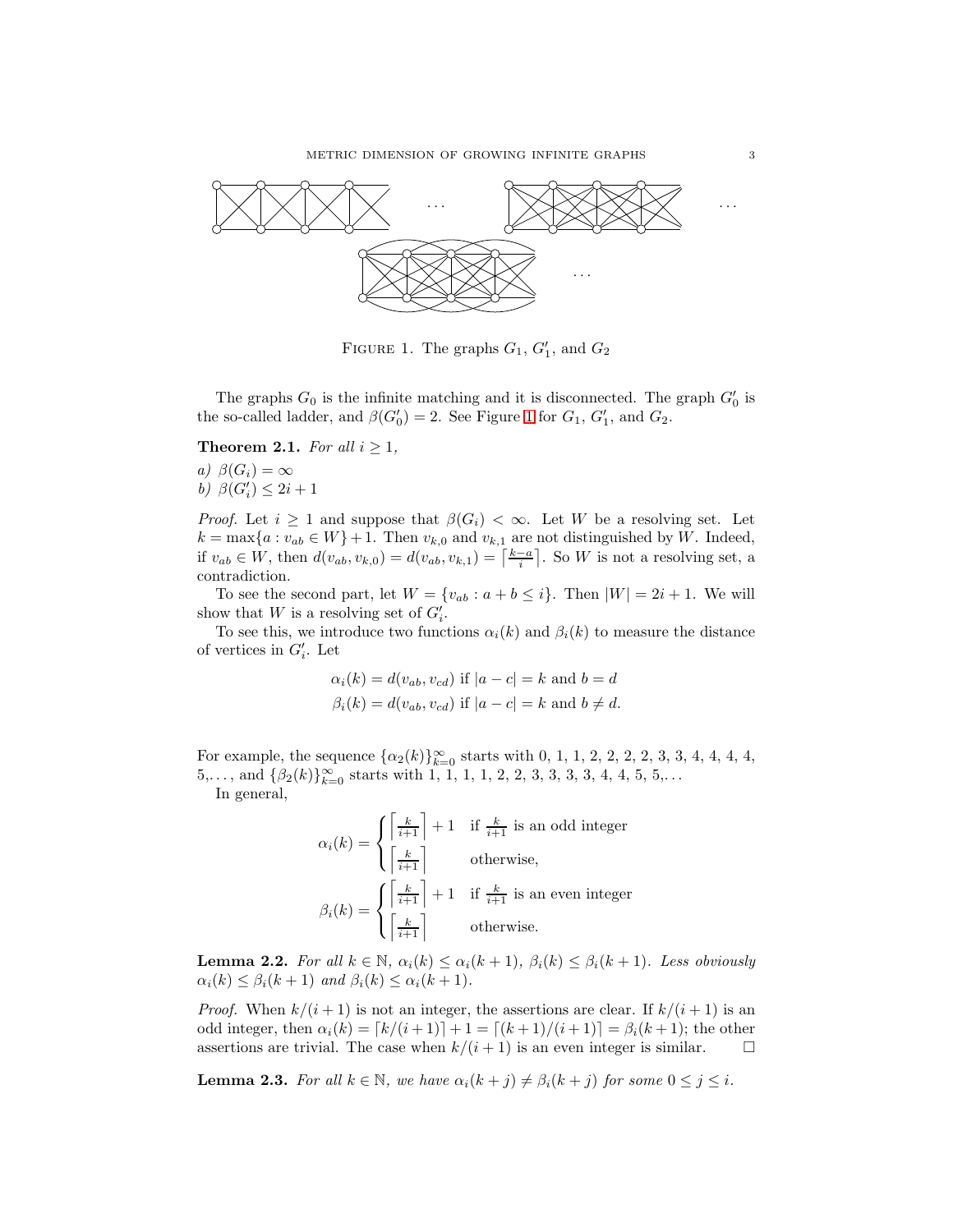FIGURE 1. The graphs $G_1$, $G_1'$, and $G_2$

The graphs $G_0$ is the infinite matching and it is disconnected. The graph $G_0'$ is the so-called ladder, and $\beta(G_0') = 2$. See Figure 1 for $G_1$, $G_1'$, and $G_2$.

**Theorem 2.1.** *For all $i \geq 1$,*

*a) $\beta(G_i) = \infty$*

*b) $\beta(G_i') \leq 2i + 1$*

*Proof.* Let $i \geq 1$ and suppose that $\beta(G_i) < \infty$. Let $W$ be a resolving set. Let $k = \max\{a : v_{ab} \in W\} + 1$. Then $v_{k,0}$ and $v_{k,1}$ are not distinguished by $W$. Indeed, if $v_{ab} \in W$, then $d(v_{ab}, v_{k,0}) = d(v_{ab}, v_{k,1}) = \lceil \frac{k-a}{i} \rceil$. So $W$ is not a resolving set, a contradiction.

To see the second part, let $W = \{v_{ab} : a + b \leq i\}$. Then $|W| = 2i + 1$. We will show that $W$ is a resolving set of $G_i'$.

To see this, we introduce two functions $\alpha_i(k)$ and $\beta_i(k)$ to measure the distance of vertices in $G_i'$. Let

$$\alpha_i(k) = d(v_{ab}, v_{cd}) \text{ if } |a - c| = k \text{ and } b = d$$
$$\beta_i(k) = d(v_{ab}, v_{cd}) \text{ if } |a - c| = k \text{ and } b \neq d.$$

For example, the sequence $\{\alpha_2(k)\}_{k=0}^{\infty}$ starts with 0, 1, 1, 2, 2, 2, 2, 3, 3, 4, 4, 4, 4, 5,..., and $\{\beta_2(k)\}_{k=0}^{\infty}$ starts with 1, 1, 1, 1, 2, 2, 3, 3, 3, 3, 4, 4, 5, 5,...

In general,

$$\alpha_i(k) = \begin{cases} \left\lceil \frac{k}{i+1} \right\rceil + 1 & \text{if } \frac{k}{i+1} \text{ is an odd integer} \\ \left\lceil \frac{k}{i+1} \right\rceil & \text{otherwise,} \end{cases}$$

$$\beta_i(k) = \begin{cases} \left\lceil \frac{k}{i+1} \right\rceil + 1 & \text{if } \frac{k}{i+1} \text{ is an even integer} \\ \left\lceil \frac{k}{i+1} \right\rceil & \text{otherwise.} \end{cases}$$

**Lemma 2.2.** *For all $k \in \mathbb{N}$, $\alpha_i(k) \leq \alpha_i(k+1)$, $\beta_i(k) \leq \beta_i(k+1)$. Less obviously $\alpha_i(k) \leq \beta_i(k+1)$ and $\beta_i(k) \leq \alpha_i(k+1)$.*

*Proof.* When $k/(i+1)$ is not an integer, the assertions are clear. If $k/(i+1)$ is an odd integer, then $\alpha_i(k) = \lceil k/(i+1) \rceil + 1 = \lceil (k+1)/(i+1) \rceil = \beta_i(k+1)$; the other assertions are trivial. The case when $k/(i+1)$ is an even integer is similar. $\square$

**Lemma 2.3.** *For all $k \in \mathbb{N}$, we have $\alpha_i(k+j) \neq \beta_i(k+j)$ for some $0 \leq j \leq i$.*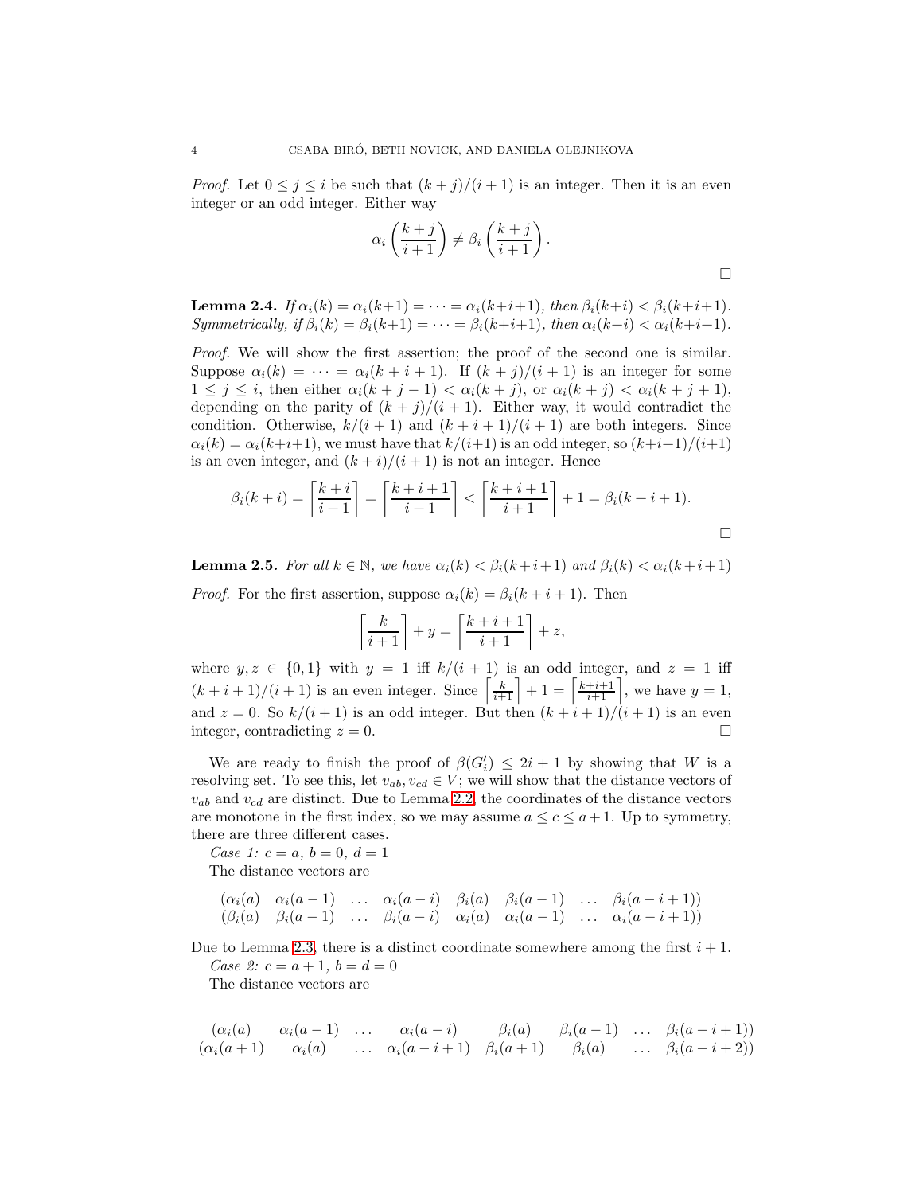*Proof.* Let $0 \le j \le i$ be such that $(k+j)/(i+1)$ is an integer. Then it is an even integer or an odd integer. Either way

$$\alpha_i\left(\frac{k+j}{i+1}\right) \neq \beta_i\left(\frac{k+j}{i+1}\right).$$

□

**Lemma 2.4.** *If $\alpha_i(k) = \alpha_i(k+1) = \cdots = \alpha_i(k+i+1)$, then $\beta_i(k+i) < \beta_i(k+i+1)$. Symmetrically, if $\beta_i(k) = \beta_i(k+1) = \cdots = \beta_i(k+i+1)$, then $\alpha_i(k+i) < \alpha_i(k+i+1)$.*

*Proof.* We will show the first assertion; the proof of the second one is similar. Suppose $\alpha_i(k) = \cdots = \alpha_i(k+i+1)$. If $(k+j)/(i+1)$ is an integer for some $1 \le j \le i$, then either $\alpha_i(k+j-1) < \alpha_i(k+j)$, or $\alpha_i(k+j) < \alpha_i(k+j+1)$, depending on the parity of $(k+j)/(i+1)$. Either way, it would contradict the condition. Otherwise, $k/(i+1)$ and $(k+i+1)/(i+1)$ are both integers. Since $\alpha_i(k) = \alpha_i(k+i+1)$, we must have that $k/(i+1)$ is an odd integer, so $(k+i+1)/(i+1)$ is an even integer, and $(k+i)/(i+1)$ is not an integer. Hence

$$\beta_i(k+i) = \left\lceil \frac{k+i}{i+1} \right\rceil = \left\lceil \frac{k+i+1}{i+1} \right\rceil < \left\lceil \frac{k+i+1}{i+1} \right\rceil + 1 = \beta_i(k+i+1).$$

□

**Lemma 2.5.** *For all $k \in \mathbb{N}$, we have $\alpha_i(k) < \beta_i(k+i+1)$ and $\beta_i(k) < \alpha_i(k+i+1)$*

*Proof.* For the first assertion, suppose $\alpha_i(k) = \beta_i(k+i+1)$. Then

$$\left\lceil \frac{k}{i+1} \right\rceil + y = \left\lceil \frac{k+i+1}{i+1} \right\rceil + z,$$

where $y, z \in \{0, 1\}$ with $y = 1$ iff $k/(i+1)$ is an odd integer, and $z = 1$ iff $(k+i+1)/(i+1)$ is an even integer. Since $\left\lceil \frac{k}{i+1} \right\rceil + 1 = \left\lceil \frac{k+i+1}{i+1} \right\rceil$, we have $y = 1$, and $z = 0$. So $k/(i+1)$ is an odd integer. But then $(k+i+1)/(i+1)$ is an even integer, contradicting $z = 0$. □

We are ready to finish the proof of $\beta(G'_i) \le 2i+1$ by showing that $W$ is a resolving set. To see this, let $v_{ab}, v_{cd} \in V$; we will show that the distance vectors of $v_{ab}$ and $v_{cd}$ are distinct. Due to Lemma 2.2, the coordinates of the distance vectors are monotone in the first index, so we may assume $a \le c \le a+1$. Up to symmetry, there are three different cases.

*Case 1: $c = a$, $b = 0$, $d = 1$*

The distance vectors are

$$\begin{matrix} (\alpha_i(a) & \alpha_i(a-1) & \ldots & \alpha_i(a-i) & \beta_i(a) & \beta_i(a-1) & \ldots & \beta_i(a-i+1)) \\ (\beta_i(a) & \beta_i(a-1) & \ldots & \beta_i(a-i) & \alpha_i(a) & \alpha_i(a-1) & \ldots & \alpha_i(a-i+1)) \end{matrix}$$

Due to Lemma 2.3, there is a distinct coordinate somewhere among the first $i+1$.

*Case 2: $c = a+1$, $b = d = 0$*

The distance vectors are

$$\begin{matrix} (\alpha_i(a) & \alpha_i(a-1) & \ldots & \alpha_i(a-i) & \beta_i(a) & \beta_i(a-1) & \ldots & \beta_i(a-i+1)) \\ (\alpha_i(a+1) & \alpha_i(a) & \ldots & \alpha_i(a-i+1) & \beta_i(a+1) & \beta_i(a) & \ldots & \beta_i(a-i+2)) \end{matrix}$$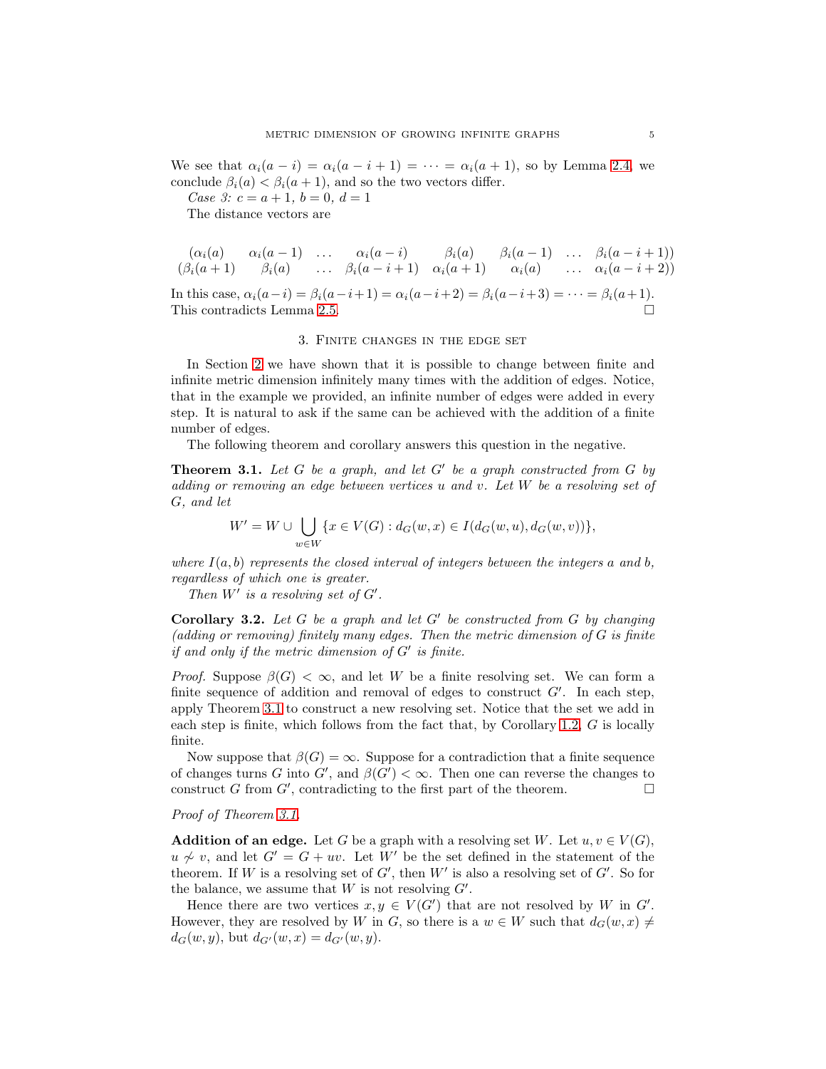We see that $\alpha_i(a-i) = \alpha_i(a-i+1) = \cdots = \alpha_i(a+1)$, so by Lemma 2.4, we conclude $\beta_i(a) < \beta_i(a+1)$, and so the two vectors differ.

*Case 3: $c = a+1$, $b = 0$, $d = 1$*

The distance vectors are

$$
\begin{array}{ccccccccc}
(\alpha_i(a) & \alpha_i(a-1) & \dots & \alpha_i(a-i) & \beta_i(a) & \beta_i(a-1) & \dots & \beta_i(a-i+1)) \\
(\beta_i(a+1) & \beta_i(a) & \dots & \beta_i(a-i+1) & \alpha_i(a+1) & \alpha_i(a) & \dots & \alpha_i(a-i+2))
\end{array}
$$

In this case, $\alpha_i(a-i) = \beta_i(a-i+1) = \alpha_i(a-i+2) = \beta_i(a-i+3) = \cdots = \beta_i(a+1)$. This contradicts Lemma 2.5. $\square$

## 3. Finite changes in the edge set

In Section 2 we have shown that it is possible to change between finite and infinite metric dimension infinitely many times with the addition of edges. Notice, that in the example we provided, an infinite number of edges were added in every step. It is natural to ask if the same can be achieved with the addition of a finite number of edges.

The following theorem and corollary answers this question in the negative.

**Theorem 3.1.** *Let $G$ be a graph, and let $G'$ be a graph constructed from $G$ by adding or removing an edge between vertices $u$ and $v$. Let $W$ be a resolving set of $G$, and let*

$$
W' = W \cup \bigcup_{w \in W} \{x \in V(G) : d_G(w,x) \in I(d_G(w,u), d_G(w,v))\},
$$

*where $I(a,b)$ represents the closed interval of integers between the integers $a$ and $b$, regardless of which one is greater.*

*Then $W'$ is a resolving set of $G'$.*

**Corollary 3.2.** *Let $G$ be a graph and let $G'$ be constructed from $G$ by changing (adding or removing) finitely many edges. Then the metric dimension of $G$ is finite if and only if the metric dimension of $G'$ is finite.*

*Proof.* Suppose $\beta(G) < \infty$, and let $W$ be a finite resolving set. We can form a finite sequence of addition and removal of edges to construct $G'$. In each step, apply Theorem 3.1 to construct a new resolving set. Notice that the set we add in each step is finite, which follows from the fact that, by Corollary 1.2, $G$ is locally finite.

Now suppose that $\beta(G) = \infty$. Suppose for a contradiction that a finite sequence of changes turns $G$ into $G'$, and $\beta(G') < \infty$. Then one can reverse the changes to construct $G$ from $G'$, contradicting to the first part of the theorem. $\square$

*Proof of Theorem 3.1.*

**Addition of an edge.** Let $G$ be a graph with a resolving set $W$. Let $u, v \in V(G)$, $u \not\sim v$, and let $G' = G + uv$. Let $W'$ be the set defined in the statement of the theorem. If $W$ is a resolving set of $G'$, then $W'$ is also a resolving set of $G'$. So for the balance, we assume that $W$ is not resolving $G'$.

Hence there are two vertices $x, y \in V(G')$ that are not resolved by $W$ in $G'$. However, they are resolved by $W$ in $G$, so there is a $w \in W$ such that $d_G(w,x) \neq d_G(w,y)$, but $d_{G'}(w,x) = d_{G'}(w,y)$.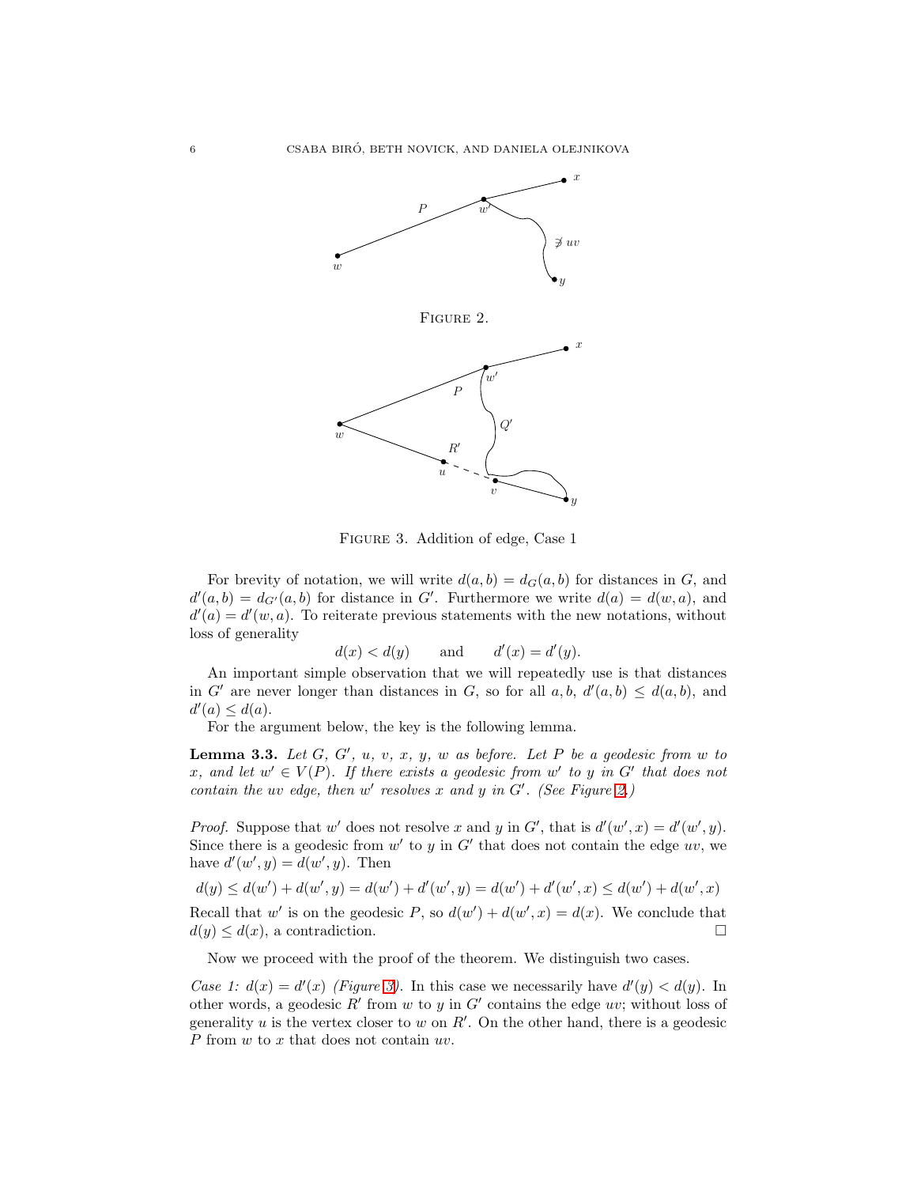FIGURE 2.

FIGURE 3. Addition of edge, Case 1

For brevity of notation, we will write $d(a, b) = d_G(a, b)$ for distances in $G$, and $d'(a, b) = d_{G'}(a, b)$ for distance in $G'$. Furthermore we write $d(a) = d(w, a)$, and $d'(a) = d'(w, a)$. To reiterate previous statements with the new notations, without loss of generality

$$d(x) < d(y) \qquad \text{and} \qquad d'(x) = d'(y).$$

An important simple observation that we will repeatedly use is that distances in $G'$ are never longer than distances in $G$, so for all $a, b$, $d'(a, b) \leq d(a, b)$, and $d'(a) \leq d(a)$.

For the argument below, the key is the following lemma.

**Lemma 3.3.** *Let $G$, $G'$, $u$, $v$, $x$, $y$, $w$ as before. Let $P$ be a geodesic from $w$ to $x$, and let $w' \in V(P)$. If there exists a geodesic from $w'$ to $y$ in $G'$ that does not contain the $uv$ edge, then $w'$ resolves $x$ and $y$ in $G'$. (See Figure 2.)*

*Proof.* Suppose that $w'$ does not resolve $x$ and $y$ in $G'$, that is $d'(w', x) = d'(w', y)$. Since there is a geodesic from $w'$ to $y$ in $G'$ that does not contain the edge $uv$, we have $d'(w', y) = d(w', y)$. Then

$$d(y) \leq d(w') + d(w', y) = d(w') + d'(w', y) = d(w') + d'(w', x) \leq d(w') + d(w', x)$$

Recall that $w'$ is on the geodesic $P$, so $d(w') + d(w', x) = d(x)$. We conclude that $d(y) \leq d(x)$, a contradiction. $\square$

Now we proceed with the proof of the theorem. We distinguish two cases.

*Case 1: $d(x) = d'(x)$ (Figure 3).* In this case we necessarily have $d'(y) < d(y)$. In other words, a geodesic $R'$ from $w$ to $y$ in $G'$ contains the edge $uv$; without loss of generality $u$ is the vertex closer to $w$ on $R'$. On the other hand, there is a geodesic $P$ from $w$ to $x$ that does not contain $uv$.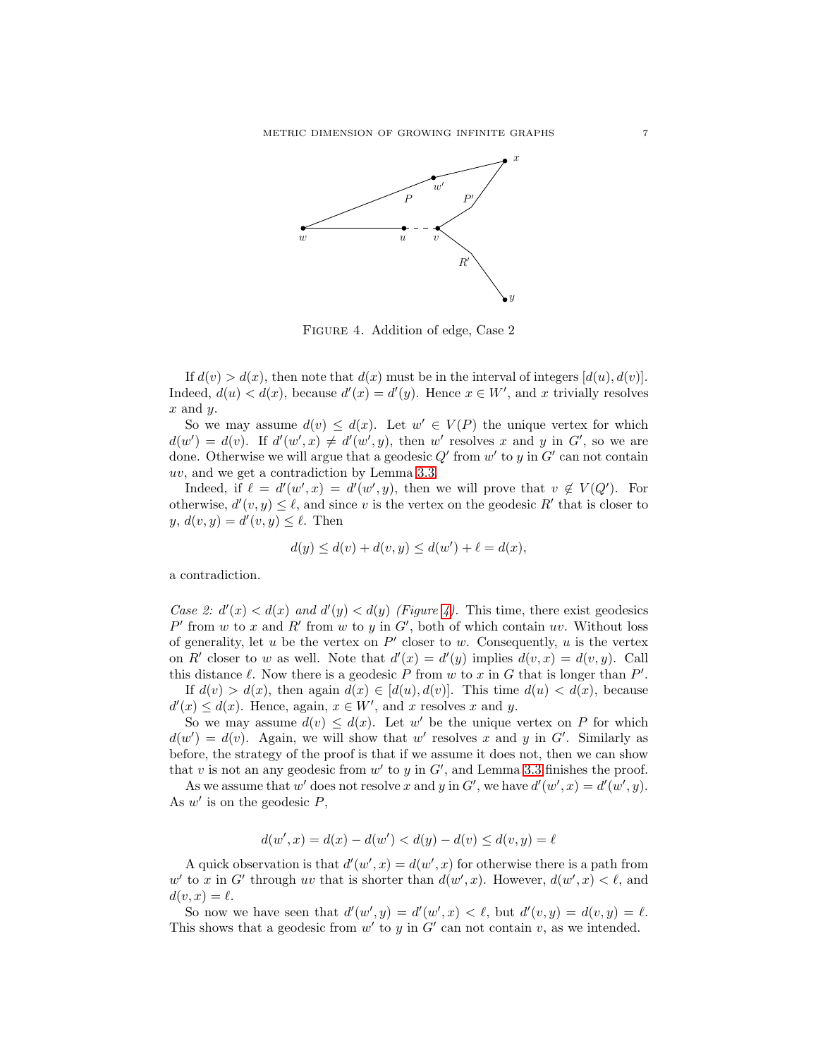FIGURE 4. Addition of edge, Case 2

If $d(v) > d(x)$, then note that $d(x)$ must be in the interval of integers $[d(u), d(v)]$. Indeed, $d(u) < d(x)$, because $d'(x) = d'(y)$. Hence $x \in W'$, and $x$ trivially resolves $x$ and $y$.

So we may assume $d(v) \leq d(x)$. Let $w' \in V(P)$ the unique vertex for which $d(w') = d(v)$. If $d'(w', x) \neq d'(w', y)$, then $w'$ resolves $x$ and $y$ in $G'$, so we are done. Otherwise we will argue that a geodesic $Q'$ from $w'$ to $y$ in $G'$ can not contain $uv$, and we get a contradiction by Lemma 3.3.

Indeed, if $\ell = d'(w', x) = d'(w', y)$, then we will prove that $v \notin V(Q')$. For otherwise, $d'(v, y) \leq \ell$, and since $v$ is the vertex on the geodesic $R'$ that is closer to $y$, $d(v, y) = d'(v, y) \leq \ell$. Then

$$d(y) \leq d(v) + d(v, y) \leq d(w') + \ell = d(x),$$

a contradiction.

*Case 2: $d'(x) < d(x)$ and $d'(y) < d(y)$ (Figure 4).* This time, there exist geodesics $P'$ from $w$ to $x$ and $R'$ from $w$ to $y$ in $G'$, both of which contain $uv$. Without loss of generality, let $u$ be the vertex on $P'$ closer to $w$. Consequently, $u$ is the vertex on $R'$ closer to $w$ as well. Note that $d'(x) = d'(y)$ implies $d(v, x) = d(v, y)$. Call this distance $\ell$. Now there is a geodesic $P$ from $w$ to $x$ in $G$ that is longer than $P'$.

If $d(v) > d(x)$, then again $d(x) \in [d(u), d(v)]$. This time $d(u) < d(x)$, because $d'(x) \leq d(x)$. Hence, again, $x \in W'$, and $x$ resolves $x$ and $y$.

So we may assume $d(v) \leq d(x)$. Let $w'$ be the unique vertex on $P$ for which $d(w') = d(v)$. Again, we will show that $w'$ resolves $x$ and $y$ in $G'$. Similarly as before, the strategy of the proof is that if we assume it does not, then we can show that $v$ is not an any geodesic from $w'$ to $y$ in $G'$, and Lemma 3.3 finishes the proof.

As we assume that $w'$ does not resolve $x$ and $y$ in $G'$, we have $d'(w', x) = d'(w', y)$. As $w'$ is on the geodesic $P$,

$$d(w', x) = d(x) - d(w') < d(y) - d(v) \leq d(v, y) = \ell$$

A quick observation is that $d'(w', x) = d(w', x)$ for otherwise there is a path from $w'$ to $x$ in $G'$ through $uv$ that is shorter than $d(w', x)$. However, $d(w', x) < \ell$, and $d(v, x) = \ell$.

So now we have seen that $d'(w', y) = d'(w', x) < \ell$, but $d'(v, y) = d(v, y) = \ell$. This shows that a geodesic from $w'$ to $y$ in $G'$ can not contain $v$, as we intended.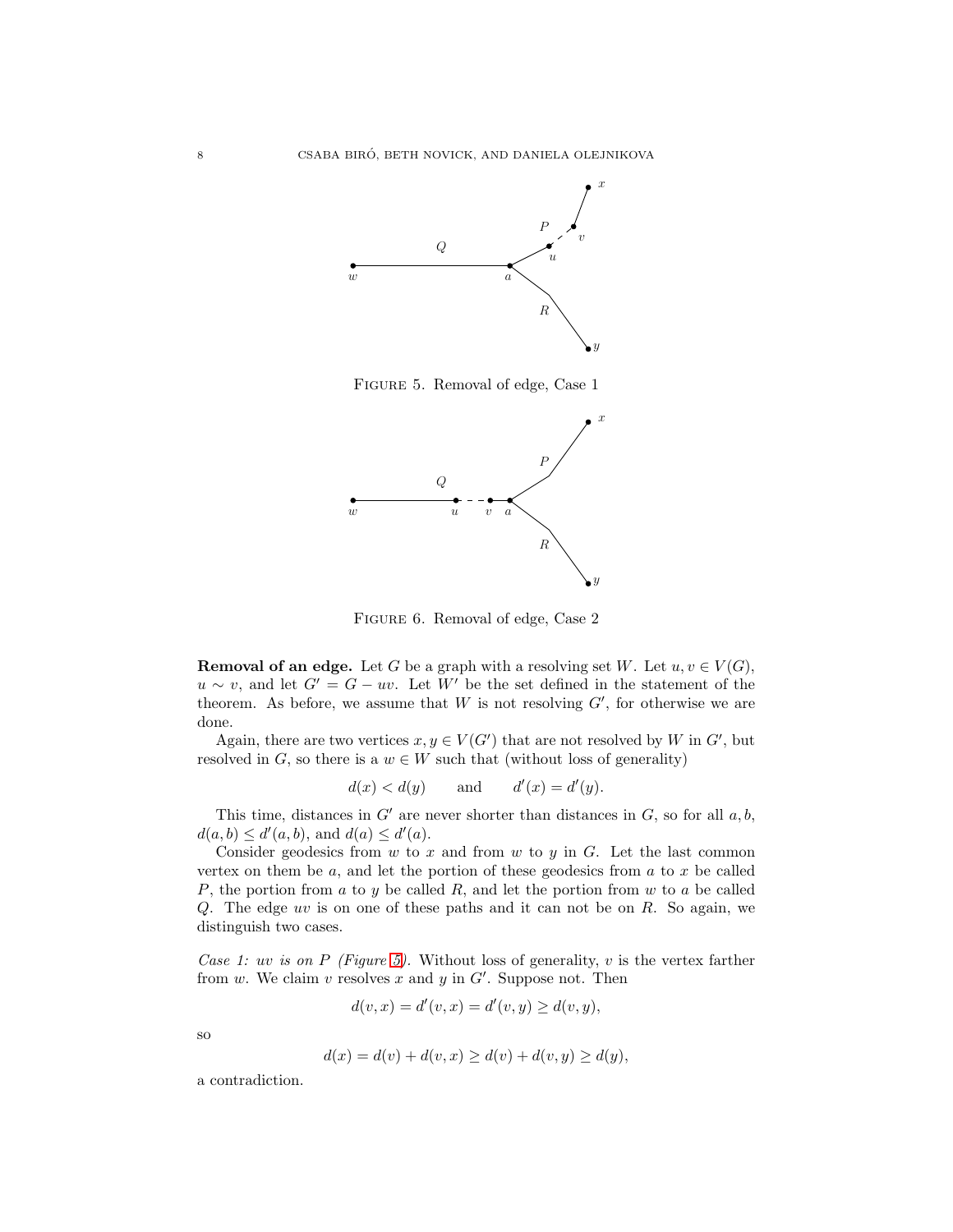FIGURE 5. Removal of edge, Case 1

FIGURE 6. Removal of edge, Case 2

**Removal of an edge.** Let $G$ be a graph with a resolving set $W$. Let $u, v \in V(G)$, $u \sim v$, and let $G' = G - uv$. Let $W'$ be the set defined in the statement of the theorem. As before, we assume that $W$ is not resolving $G'$, for otherwise we are done.

Again, there are two vertices $x, y \in V(G')$ that are not resolved by $W$ in $G'$, but resolved in $G$, so there is a $w \in W$ such that (without loss of generality)

$$d(x) < d(y) \qquad \text{and} \qquad d'(x) = d'(y).$$

This time, distances in $G'$ are never shorter than distances in $G$, so for all $a, b$, $d(a, b) \leq d'(a, b)$, and $d(a) \leq d'(a)$.

Consider geodesics from $w$ to $x$ and from $w$ to $y$ in $G$. Let the last common vertex on them be $a$, and let the portion of these geodesics from $a$ to $x$ be called $P$, the portion from $a$ to $y$ be called $R$, and let the portion from $w$ to $a$ be called $Q$. The edge $uv$ is on one of these paths and it can not be on $R$. So again, we distinguish two cases.

*Case 1: $uv$ is on $P$ (Figure 5).* Without loss of generality, $v$ is the vertex farther from $w$. We claim $v$ resolves $x$ and $y$ in $G'$. Suppose not. Then

$$d(v, x) = d'(v, x) = d'(v, y) \geq d(v, y),$$

so

$$d(x) = d(v) + d(v, x) \geq d(v) + d(v, y) \geq d(y),$$

a contradiction.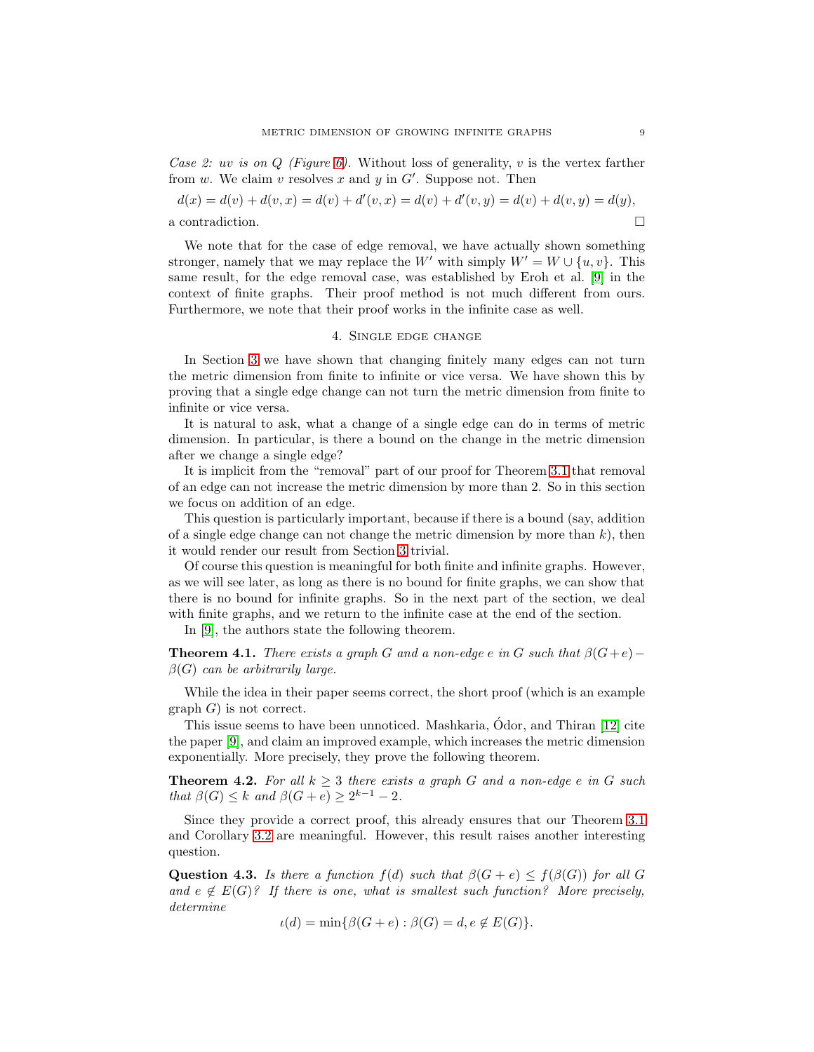*Case 2: uv is on Q (Figure 6).* Without loss of generality, $v$ is the vertex farther from $w$. We claim $v$ resolves $x$ and $y$ in $G'$. Suppose not. Then

$$d(x) = d(v) + d(v, x) = d(v) + d'(v, x) = d(v) + d'(v, y) = d(v) + d(v, y) = d(y),$$

a contradiction. □

We note that for the case of edge removal, we have actually shown something stronger, namely that we may replace the $W'$ with simply $W' = W \cup \{u, v\}$. This same result, for the edge removal case, was established by Eroh et al. [9] in the context of finite graphs. Their proof method is not much different from ours. Furthermore, we note that their proof works in the infinite case as well.

## 4. Single edge change

In Section 3 we have shown that changing finitely many edges can not turn the metric dimension from finite to infinite or vice versa. We have shown this by proving that a single edge change can not turn the metric dimension from finite to infinite or vice versa.

It is natural to ask, what a change of a single edge can do in terms of metric dimension. In particular, is there a bound on the change in the metric dimension after we change a single edge?

It is implicit from the "removal" part of our proof for Theorem 3.1 that removal of an edge can not increase the metric dimension by more than 2. So in this section we focus on addition of an edge.

This question is particularly important, because if there is a bound (say, addition of a single edge change can not change the metric dimension by more than $k$), then it would render our result from Section 3 trivial.

Of course this question is meaningful for both finite and infinite graphs. However, as we will see later, as long as there is no bound for finite graphs, we can show that there is no bound for infinite graphs. So in the next part of the section, we deal with finite graphs, and we return to the infinite case at the end of the section.

In [9], the authors state the following theorem.

**Theorem 4.1.** *There exists a graph $G$ and a non-edge $e$ in $G$ such that $\beta(G+e) - \beta(G)$ can be arbitrarily large.*

While the idea in their paper seems correct, the short proof (which is an example graph $G$) is not correct.

This issue seems to have been unnoticed. Mashkaria, Ódor, and Thiran [12] cite the paper [9], and claim an improved example, which increases the metric dimension exponentially. More precisely, they prove the following theorem.

**Theorem 4.2.** *For all $k \geq 3$ there exists a graph $G$ and a non-edge $e$ in $G$ such that $\beta(G) \leq k$ and $\beta(G + e) \geq 2^{k-1} - 2$.*

Since they provide a correct proof, this already ensures that our Theorem 3.1 and Corollary 3.2 are meaningful. However, this result raises another interesting question.

**Question 4.3.** *Is there a function $f(d)$ such that $\beta(G + e) \leq f(\beta(G))$ for all $G$ and $e \notin E(G)$? If there is one, what is smallest such function? More precisely, determine*

$$\iota(d) = \min\{\beta(G + e) : \beta(G) = d, e \notin E(G)\}.$$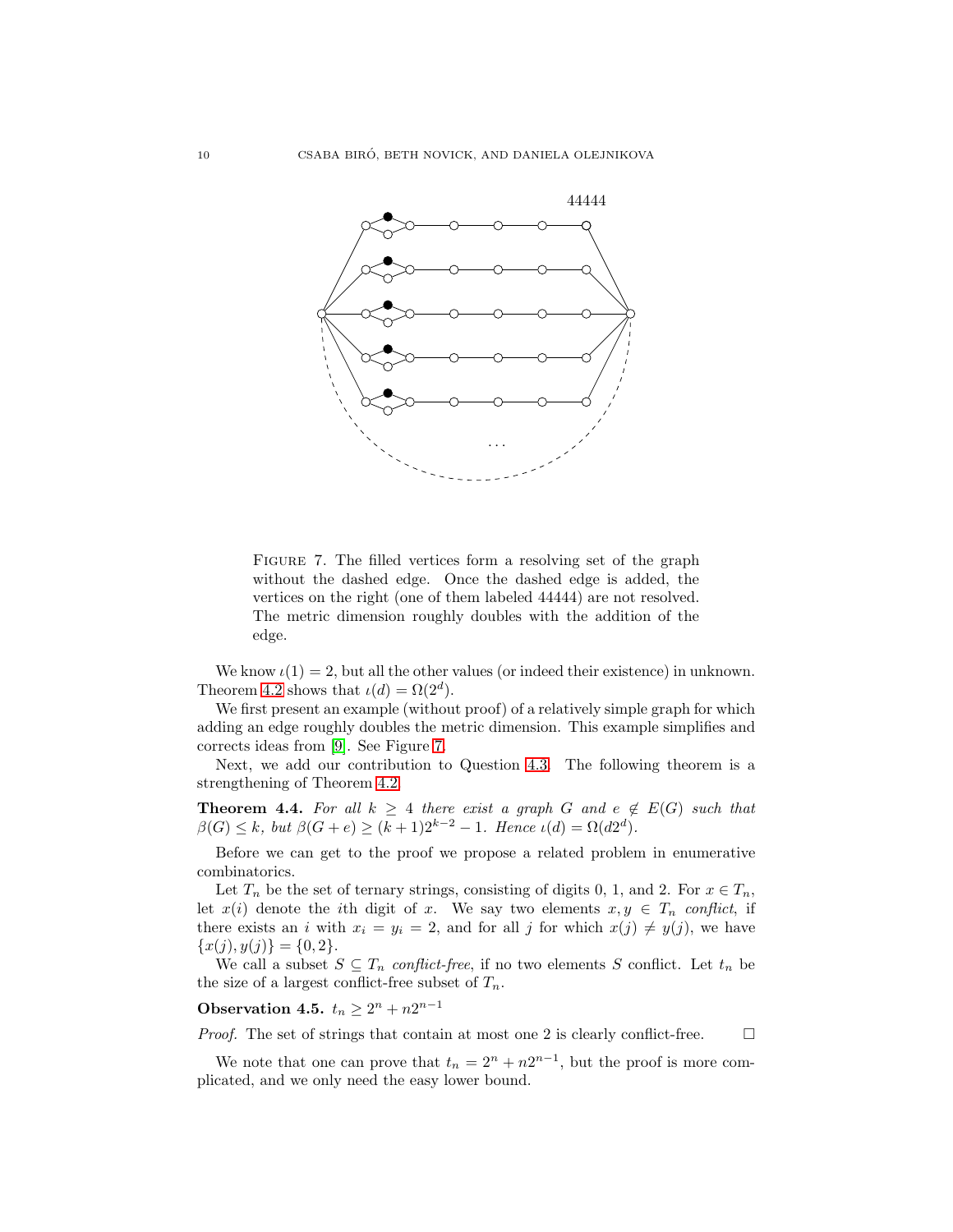FIGURE 7. The filled vertices form a resolving set of the graph without the dashed edge. Once the dashed edge is added, the vertices on the right (one of them labeled 44444) are not resolved. The metric dimension roughly doubles with the addition of the edge.

We know $\iota(1) = 2$, but all the other values (or indeed their existence) in unknown. Theorem 4.2 shows that $\iota(d) = \Omega(2^d)$.

We first present an example (without proof) of a relatively simple graph for which adding an edge roughly doubles the metric dimension. This example simplifies and corrects ideas from [9]. See Figure 7.

Next, we add our contribution to Question 4.3. The following theorem is a strengthening of Theorem 4.2.

**Theorem 4.4.** *For all $k \geq 4$ there exist a graph $G$ and $e \notin E(G)$ such that $\beta(G) \leq k$, but $\beta(G + e) \geq (k + 1)2^{k-2} - 1$. Hence $\iota(d) = \Omega(d2^d)$.*

Before we can get to the proof we propose a related problem in enumerative combinatorics.

Let $T_n$ be the set of ternary strings, consisting of digits 0, 1, and 2. For $x \in T_n$, let $x(i)$ denote the $i$th digit of $x$. We say two elements $x, y \in T_n$ *conflict*, if there exists an $i$ with $x_i = y_i = 2$, and for all $j$ for which $x(j) \neq y(j)$, we have $\{x(j), y(j)\} = \{0, 2\}$.

We call a subset $S \subseteq T_n$ *conflict-free*, if no two elements $S$ conflict. Let $t_n$ be the size of a largest conflict-free subset of $T_n$.

**Observation 4.5.** $t_n \geq 2^n + n2^{n-1}$

*Proof.* The set of strings that contain at most one 2 is clearly conflict-free. □

We note that one can prove that $t_n = 2^n + n2^{n-1}$, but the proof is more complicated, and we only need the easy lower bound.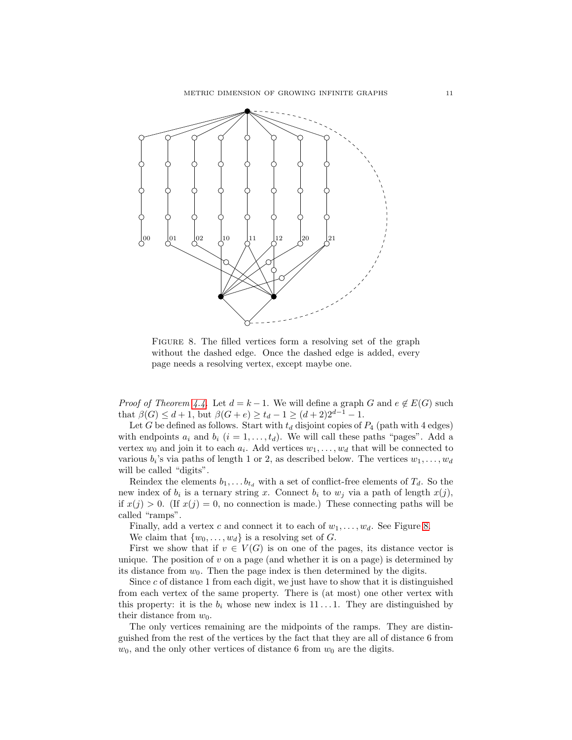FIGURE 8. The filled vertices form a resolving set of the graph without the dashed edge. Once the dashed edge is added, every page needs a resolving vertex, except maybe one.

*Proof of Theorem 4.4.* Let $d = k-1$. We will define a graph $G$ and $e \notin E(G)$ such that $\beta(G) \leq d+1$, but $\beta(G+e) \geq t_d - 1 \geq (d+2)2^{d-1} - 1$.

Let $G$ be defined as follows. Start with $t_d$ disjoint copies of $P_4$ (path with 4 edges) with endpoints $a_i$ and $b_i$ ($i = 1, \ldots, t_d$). We will call these paths "pages". Add a vertex $w_0$ and join it to each $a_i$. Add vertices $w_1, \ldots, w_d$ that will be connected to various $b_i$'s via paths of length 1 or 2, as described below. The vertices $w_1, \ldots, w_d$ will be called "digits".

Reindex the elements $b_1, \ldots b_{t_d}$ with a set of conflict-free elements of $T_d$. So the new index of $b_i$ is a ternary string $x$. Connect $b_i$ to $w_j$ via a path of length $x(j)$, if $x(j) > 0$. (If $x(j) = 0$, no connection is made.) These connecting paths will be called "ramps".

Finally, add a vertex $c$ and connect it to each of $w_1, \ldots, w_d$. See Figure 8.

We claim that $\{w_0, \ldots, w_d\}$ is a resolving set of $G$.

First we show that if $v \in V(G)$ is on one of the pages, its distance vector is unique. The position of $v$ on a page (and whether it is on a page) is determined by its distance from $w_0$. Then the page index is then determined by the digits.

Since $c$ of distance 1 from each digit, we just have to show that it is distinguished from each vertex of the same property. There is (at most) one other vertex with this property: it is the $b_i$ whose new index is $11 \ldots 1$. They are distinguished by their distance from $w_0$.

The only vertices remaining are the midpoints of the ramps. They are distinguished from the rest of the vertices by the fact that they are all of distance 6 from $w_0$, and the only other vertices of distance 6 from $w_0$ are the digits.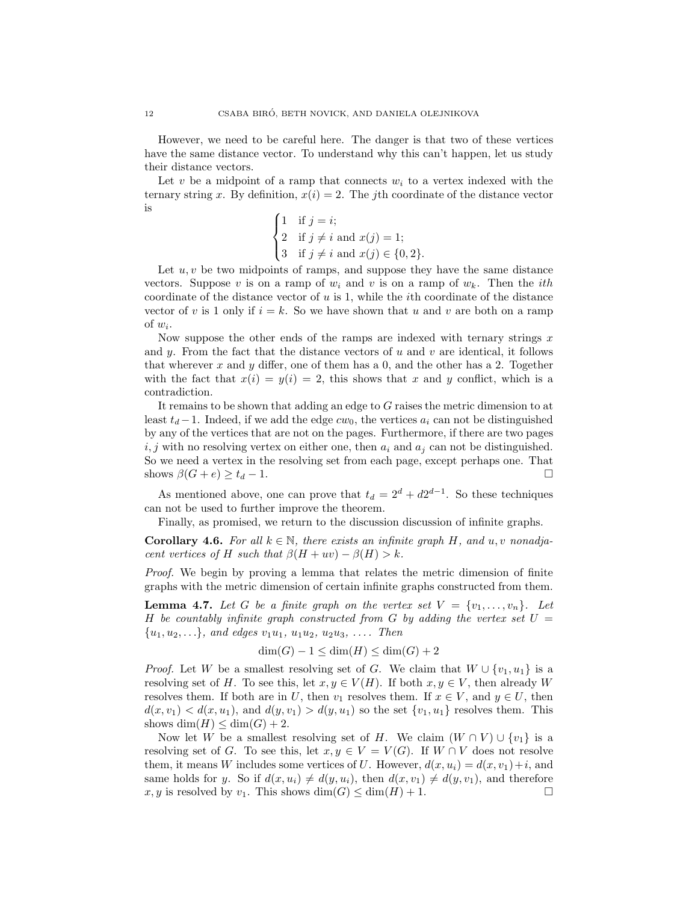However, we need to be careful here. The danger is that two of these vertices have the same distance vector. To understand why this can't happen, let us study their distance vectors.

Let $v$ be a midpoint of a ramp that connects $w_i$ to a vertex indexed with the ternary string $x$. By definition, $x(i) = 2$. The $j$th coordinate of the distance vector is

$$\begin{cases} 1 & \text{if } j = i; \\ 2 & \text{if } j \neq i \text{ and } x(j) = 1; \\ 3 & \text{if } j \neq i \text{ and } x(j) \in \{0, 2\}. \end{cases}$$

Let $u, v$ be two midpoints of ramps, and suppose they have the same distance vectors. Suppose $v$ is on a ramp of $w_i$ and $v$ is on a ramp of $w_k$. Then the *ith* coordinate of the distance vector of $u$ is 1, while the $i$th coordinate of the distance vector of $v$ is 1 only if $i = k$. So we have shown that $u$ and $v$ are both on a ramp of $w_i$.

Now suppose the other ends of the ramps are indexed with ternary strings $x$ and $y$. From the fact that the distance vectors of $u$ and $v$ are identical, it follows that wherever $x$ and $y$ differ, one of them has a 0, and the other has a 2. Together with the fact that $x(i) = y(i) = 2$, this shows that $x$ and $y$ conflict, which is a contradiction.

It remains to be shown that adding an edge to $G$ raises the metric dimension to at least $t_d - 1$. Indeed, if we add the edge $cw_0$, the vertices $a_i$ can not be distinguished by any of the vertices that are not on the pages. Furthermore, if there are two pages $i, j$ with no resolving vertex on either one, then $a_i$ and $a_j$ can not be distinguished. So we need a vertex in the resolving set from each page, except perhaps one. That shows $\beta(G + e) \geq t_d - 1$. □

As mentioned above, one can prove that $t_d = 2^d + d2^{d-1}$. So these techniques can not be used to further improve the theorem.

Finally, as promised, we return to the discussion discussion of infinite graphs.

**Corollary 4.6.** *For all $k \in \mathbb{N}$, there exists an infinite graph $H$, and $u, v$ nonadjacent vertices of $H$ such that $\beta(H + uv) - \beta(H) > k$.*

*Proof.* We begin by proving a lemma that relates the metric dimension of finite graphs with the metric dimension of certain infinite graphs constructed from them.

**Lemma 4.7.** *Let $G$ be a finite graph on the vertex set $V = \{v_1, \ldots, v_n\}$. Let $H$ be countably infinite graph constructed from $G$ by adding the vertex set $U = \{u_1, u_2, \ldots\}$, and edges $v_1u_1$, $u_1u_2$, $u_2u_3$, .... Then*

$$\dim(G) - 1 \leq \dim(H) \leq \dim(G) + 2$$

*Proof.* Let $W$ be a smallest resolving set of $G$. We claim that $W \cup \{v_1, u_1\}$ is a resolving set of $H$. To see this, let $x, y \in V(H)$. If both $x, y \in V$, then already $W$ resolves them. If both are in $U$, then $v_1$ resolves them. If $x \in V$, and $y \in U$, then $d(x, v_1) < d(x, u_1)$, and $d(y, v_1) > d(y, u_1)$ so the set $\{v_1, u_1\}$ resolves them. This shows $\dim(H) \leq \dim(G) + 2$.

Now let $W$ be a smallest resolving set of $H$. We claim $(W \cap V) \cup \{v_1\}$ is a resolving set of $G$. To see this, let $x, y \in V = V(G)$. If $W \cap V$ does not resolve them, it means $W$ includes some vertices of $U$. However, $d(x, u_i) = d(x, v_1) + i$, and same holds for $y$. So if $d(x, u_i) \neq d(y, u_i)$, then $d(x, v_1) \neq d(y, v_1)$, and therefore $x, y$ is resolved by $v_1$. This shows $\dim(G) \leq \dim(H) + 1$. □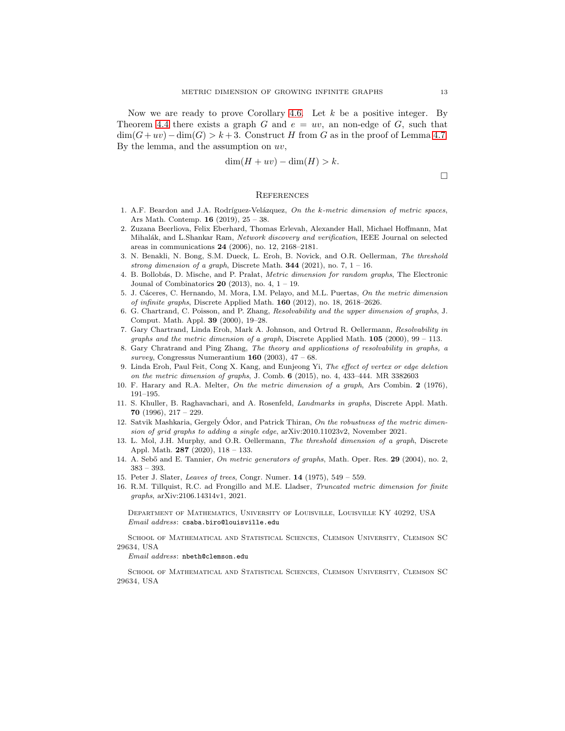Now we are ready to prove Corollary 4.6. Let $k$ be a positive integer. By Theorem 4.4 there exists a graph $G$ and $e = uv$, an non-edge of $G$, such that $\dim(G + uv) - \dim(G) > k + 3$. Construct $H$ from $G$ as in the proof of Lemma 4.7. By the lemma, and the assumption on $uv$,

$$\dim(H + uv) - \dim(H) > k.$$

□

## References

1. A.F. Beardon and J.A. Rodríguez-Velázquez, *On the k-metric dimension of metric spaces*, Ars Math. Contemp. **16** (2019), 25 – 38.
2. Zuzana Beerliova, Felix Eberhard, Thomas Erlevah, Alexander Hall, Michael Hoffmann, Mat Mihalák, and L.Shankar Ram, *Network discovery and verification*, IEEE Journal on selected areas in communications **24** (2006), no. 12, 2168–2181.
3. N. Benakli, N. Bong, S.M. Dueck, L. Eroh, B. Novick, and O.R. Oellerman, *The threshold strong dimension of a graph*, Discrete Math. **344** (2021), no. 7, 1 – 16.
4. B. Bollobás, D. Mische, and P. Prałat, *Metric dimension for random graphs*, The Electronic Journal of Combinatorics **20** (2013), no. 4, 1 – 19.
5. J. Cáceres, C. Hernando, M. Mora, I.M. Pelayo, and M.L. Puertas, *On the metric dimension of infinite graphs*, Discrete Applied Math. **160** (2012), no. 18, 2618–2626.
6. G. Chartrand, C. Poisson, and P. Zhang, *Resolvability and the upper dimension of graphs*, J. Comput. Math. Appl. **39** (2000), 19–28.
7. Gary Chartrand, Linda Eroh, Mark A. Johnson, and Ortrud R. Oellermann, *Resolvability in graphs and the metric dimension of a graph*, Discrete Applied Math. **105** (2000), 99 – 113.
8. Gary Chratrand and Ping Zhang, *The theory and applications of resolvability in graphs, a survey*, Congressus Numerantium **160** (2003), 47 – 68.
9. Linda Eroh, Paul Feit, Cong X. Kang, and Eunjeong Yi, *The effect of vertex or edge deletion on the metric dimension of graphs*, J. Comb. **6** (2015), no. 4, 433–444. MR 3382603
10. F. Harary and R.A. Melter, *On the metric dimension of a graph*, Ars Combin. **2** (1976), 191–195.
11. S. Khuller, B. Raghavachari, and A. Rosenfeld, *Landmarks in graphs*, Discrete Appl. Math. **70** (1996), 217 – 229.
12. Satvik Mashkaria, Gergely Ódor, and Patrick Thiran, *On the robustness of the metric dimension of grid graphs to adding a single edge*, arXiv:2010.11023v2, November 2021.
13. L. Mol, J.H. Murphy, and O.R. Oellermann, *The threshold dimension of a graph*, Discrete Appl. Math. **287** (2020), 118 – 133.
14. A. Sebő and E. Tannier, *On metric generators of graphs*, Math. Oper. Res. **29** (2004), no. 2, 383 – 393.
15. Peter J. Slater, *Leaves of trees*, Congr. Numer. **14** (1975), 549 – 559.
16. R.M. Tillquist, R.C. ad Frongillo and M.E. Lladser, *Truncated metric dimension for finite graphs*, arXiv:2106.14314v1, 2021.

Department of Mathematics, University of Louisville, Louisville KY 40292, USA
*Email address*: csaba.biro@louisville.edu

School of Mathematical and Statistical Sciences, Clemson University, Clemson SC 29634, USA
*Email address*: nbeth@clemson.edu

School of Mathematical and Statistical Sciences, Clemson University, Clemson SC 29634, USA